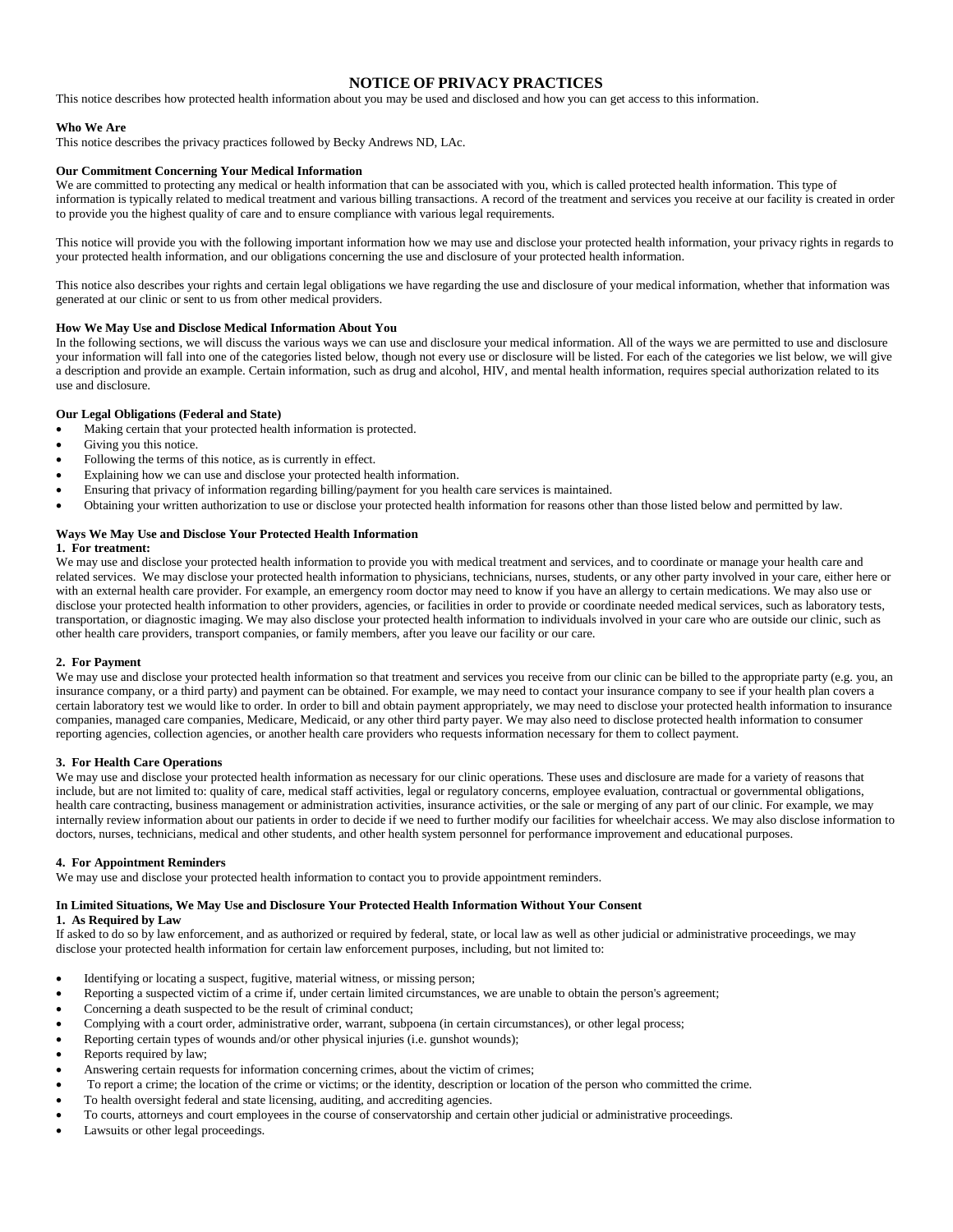# NOTICE OF PRIVACY PRACTICES

This notice describes how protected health information about you may be used and disclosed and how you can get access to this information.

**Who We Are**

This notice describes the privacy practices followed by Becky Andrews ND, LAc.

**Our Commitment Concerning Your Medical Information**

We are committed to protecting any medical or health information that can be associated with you, which is called protected health information. This type of information is typically related to medical treatment and various billing transactions. A record of the treatment and services you receive at our facility is created in order to provide you the highest quality of care and to ensure compliance with various legal requirements.

This notice will provide you with the following important information how we may use and disclose your protected health information, your privacy rights in regards to your protected health information, and our obligations concerning the use and disclosure of your protected health information.

This notice also describes your rights and certain legal obligations we have regarding the use and disclosure of your medical information, whether that information was generated at our clinic or sent to us from other medical providers.

**How We May Use and Disclose Medical Information About You**

In the following sections, we will discuss the various ways we can use and disclosure your medical information. All of the ways we are permitted to use and disclosure your information will fall into one of the categories listed below, though not every use or disclosure will be listed. For each of the categories we list below, we will give a description and provide an example. Certain information, such as drug and alcohol, HIV, and mental health information, requires special authorization related to its use and disclosure.

**Our Legal Obligations (Federal and State)**

- Making certain that your protected health information is protected.
- Giving you this notice.
- Following the terms of this notice, as is currently in effect.
- Explaining how we can use and disclose your protected health information.
- Ensuring that privacy of information regarding billing/payment for you health care services is maintained.
- Obtaining your written authorization to use or disclose your protected health information for reasons other than those listed below and permitted by law.

**Ways We May Use and Disclose Your Protected Health Information**

**1. For treatment:**

We may use and disclose your protected health information to provide you with medical treatment and services, and to coordinate or manage your health care and related services. We may disclose your protected health information to physicians, technicians, nurses, students, or any other party involved in your care, either here or with an external health care provider. For example, an emergency room doctor may need to know if you have an allergy to certain medications. We may also use or disclose your protected health information to other providers, agencies, or facilities in order to provide or coordinate needed medical services, such as laboratory tests, transportation, or diagnostic imaging. We may also disclose your protected health information to individuals involved in your care who are outside our clinic, such as other health care providers, transport companies, or family members, after you leave our facility or our care.

**2. For Payment**

We may use and disclose your protected health information so that treatment and services you receive from our clinic can be billed to the appropriate party (e.g. you, an insurance company, or a third party) and payment can be obtained. For example, we may need to contact your insurance company to see if your health plan covers a certain laboratory test we would like to order. In order to bill and obtain payment appropriately, we may need to disclose your protected health information to insurance companies, managed care companies, Medicare, Medicaid, or any other third party payer. We may also need to disclose protected health information to consumer reporting agencies, collection agencies, or another health care providers who requests information necessary for them to collect payment.

**3. For Health Care Operations**

We may use and disclose your protected health information as necessary for our clinic operations. These uses and disclosure are made for a variety of reasons that include, but are not limited to: quality of care, medical staff activities, legal or regulatory concerns, employee evaluation, contractual or governmental obligations, health care contracting, business management or administration activities, insurance activities, or the sale or merging of any part of our clinic. For example, we may internally review information about our patients in order to decide if we need to further modify our facilities for wheelchair access. We may also disclose information to doctors, nurses, technicians, medical and other students, and other health system personnel for performance improvement and educational purposes.

**4. For Appointment Reminders**

We may use and disclose your protected health information to contact you to provide appointment reminders.

**In Limited Situations, We May Use and Disclosure Your Protected Health Information Without Your Consent**

**1. As Required by Law**

If asked to do so by law enforcement, and as authorized or required by federal, state, or local law as well as other judicial or administrative proceedings, we may disclose your protected health information for certain law enforcement purposes, including, but not limited to:

- Identifying or locating a suspect, fugitive, material witness, or missing person;
- Reporting a suspected victim of a crime if, under certain limited circumstances, we are unable to obtain the person's agreement;
- Concerning a death suspected to be the result of criminal conduct;
- Complying with a court order, administrative order, warrant, subpoena (in certain circumstances), or other legal process;
- Reporting certain types of wounds and/or other physical injuries (i.e. gunshot wounds);
- Reports required by law;
- Answering certain requests for information concerning crimes, about the victim of crimes;
- To report a crime; the location of the crime or victims; or the identity, description or location of the person who committed the crime.
- To health oversight federal and state licensing, auditing, and accrediting agencies.
- To courts, attorneys and court employees in the course of conservatorship and certain other judicial or administrative proceedings.
- Lawsuits or other legal proceedings.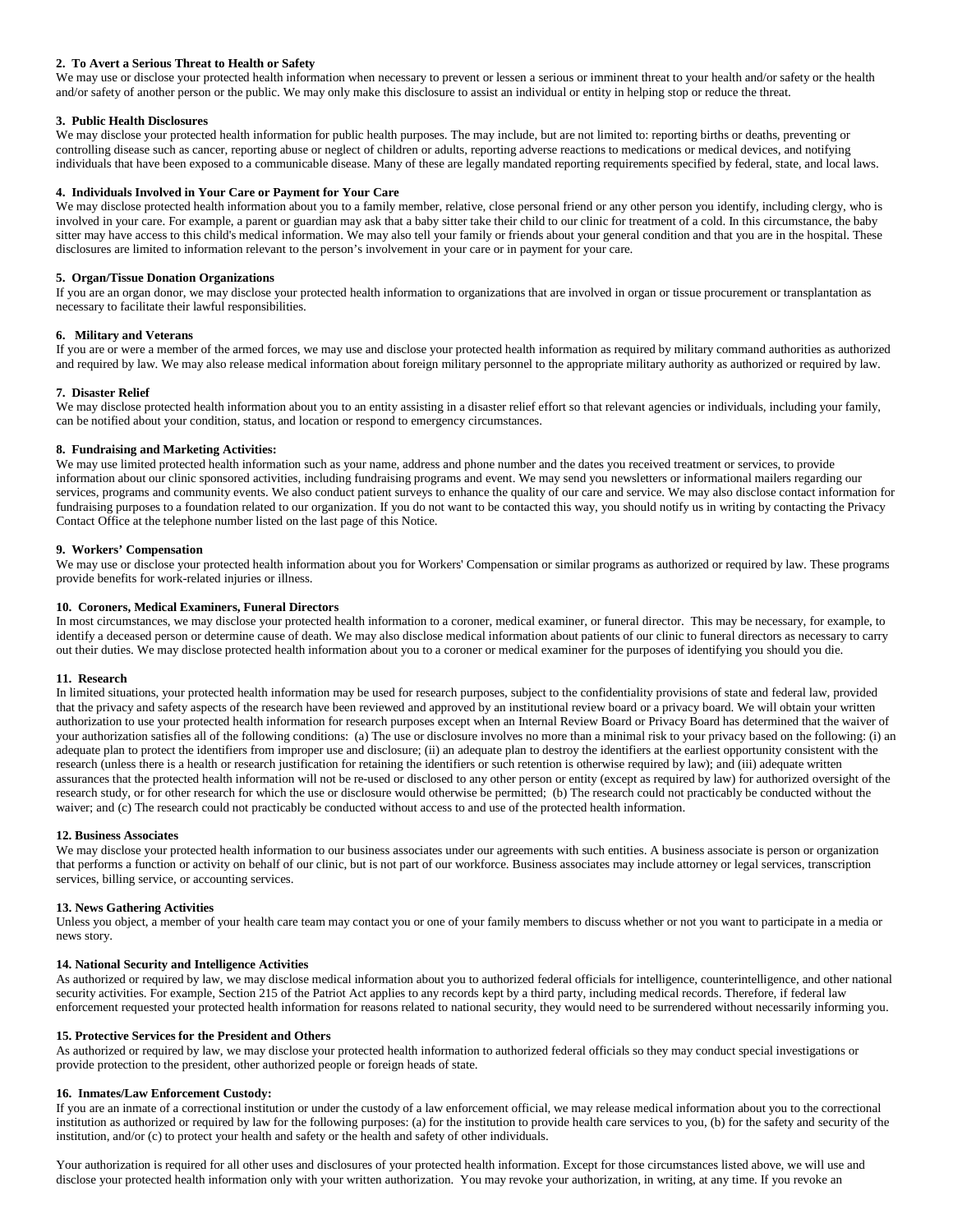**2. To Avert a Serious Threat to Health or Safety**

We may use or disclose your protected health information when necessary to prevent or lessen a serious or imminent threat to your health and/or safety or the health and/or safety of another person or the public. We may only make this disclosure to assist an individual or entity in helping stop or reduce the threat.

**3. Public Health Disclosures**

We may disclose your protected health information for public health purposes. The may include, but are not limited to: reporting births or deaths, preventing or controlling disease such as cancer, reporting abuse or neglect of children or adults, reporting adverse reactions to medications or medical devices, and notifying individuals that have been exposed to a communicable disease. Many of these are legally mandated reporting requirements specified by federal, state, and local laws.

**4. Individuals Involved in Your Care or Payment for Your Care**

We may disclose protected health information about you to a family member, relative, close personal friend or any other person you identify, including clergy, who is involved in your care. For example, a parent or guardian may ask that a baby sitter take their child to our clinic for treatment of a cold. In this circumstance, the baby sitter may have access to this child's medical information. We may also tell your family or friends about your general condition and that you are in the hospital. These disclosures are limited to information relevant to the person's involvement in your care or in payment for your care.

**5. Organ/Tissue Donation Organizations**

If you are an organ donor, we may disclose your protected health information to organizations that are involved in organ or tissue procurement or transplantation as necessary to facilitate their lawful responsibilities.

**6. Military and Veterans**

If you are or were a member of the armed forces, we may use and disclose your protected health information as required by military command authorities as authorized and required by law. We may also release medical information about foreign military personnel to the appropriate military authority as authorized or required by law.

**7. Disaster Relief**

We may disclose protected health information about you to an entity assisting in a disaster relief effort so that relevant agencies or individuals, including your family, can be notified about your condition, status, and location or respond to emergency circumstances.

**8. Fundraising and Marketing Activities:**

We may use limited protected health information such as your name, address and phone number and the dates you received treatment or services, to provide information about our clinic sponsored activities, including fundraising programs and event. We may send you newsletters or informational mailers regarding our services, programs and community events. We also conduct patient surveys to enhance the quality of our care and service. We may also disclose contact information for fundraising purposes to a foundation related to our organization. If you do not want to be contacted this way, you should notify us in writing by contacting the Privacy Contact Office at the telephone number listed on the last page of this Notice.

**9. Workers' Compensation**

We may use or disclose your protected health information about you for Workers' Compensation or similar programs as authorized or required by law. These programs provide benefits for work-related injuries or illness.

**10. Coroners, Medical Examiners, Funeral Directors**

In most circumstances, we may disclose your protected health information to a coroner, medical examiner, or funeral director. This may be necessary, for example, to identify a deceased person or determine cause of death. We may also disclose medical information about patients of our clinic to funeral directors as necessary to carry out their duties. We may disclose protected health information about you to a coroner or medical examiner for the purposes of identifying you should you die.

**11. Research**

In limited situations, your protected health information may be used for research purposes, subject to the confidentiality provisions of state and federal law, provided that the privacy and safety aspects of the research have been reviewed and approved by an institutional review board or a privacy board. We will obtain your written authorization to use your protected health information for research purposes except when an Internal Review Board or Privacy Board has determined that the waiver of your authorization satisfies all of the following conditions: (a) The use or disclosure involves no more than a minimal risk to your privacy based on the following: (i) an adequate plan to protect the identifiers from improper use and disclosure; (ii) an adequate plan to destroy the identifiers at the earliest opportunity consistent with the research (unless there is a health or research justification for retaining the identifiers or such retention is otherwise required by law); and (iii) adequate written assurances that the protected health information will not be re-used or disclosed to any other person or entity (except as required by law) for authorized oversight of the research study, or for other research for which the use or disclosure would otherwise be permitted; (b) The research could not practicably be conducted without the waiver; and (c) The research could not practicably be conducted without access to and use of the protected health information.

**12. Business Associates**

We may disclose your protected health information to our business associates under our agreements with such entities. A business associate is person or organization that performs a function or activity on behalf of our clinic, but is not part of our workforce. Business associates may include attorney or legal services, transcription services, billing service, or accounting services.

**13. News Gathering Activities**

Unless you object, a member of your health care team may contact you or one of your family members to discuss whether or not you want to participate in a media or news story.

**14. National Security and Intelligence Activities**

As authorized or required by law, we may disclose medical information about you to authorized federal officials for intelligence, counterintelligence, and other national security activities. For example, Section 215 of the Patriot Act applies to any records kept by a third party, including medical records. Therefore, if federal law enforcement requested your protected health information for reasons related to national security, they would need to be surrendered without necessarily informing you.

**15. Protective Services for the President and Others**

As authorized or required by law, we may disclose your protected health information to authorized federal officials so they may conduct special investigations or provide protection to the president, other authorized people or foreign heads of state.

**16. Inmates/Law Enforcement Custody:**

If you are an inmate of a correctional institution or under the custody of a law enforcement official, we may release medical information about you to the correctional institution as authorized or required by law for the following purposes: (a) for the institution to provide health care services to you, (b) for the safety and security of the institution, and/or (c) to protect your health and safety or the health and safety of other individuals.

Your authorization is required for all other uses and disclosures of your protected health information. Except for those circumstances listed above, we will use and disclose your protected health information only with your written authorization. You may revoke your authorization, in writing, at any time. If you revoke an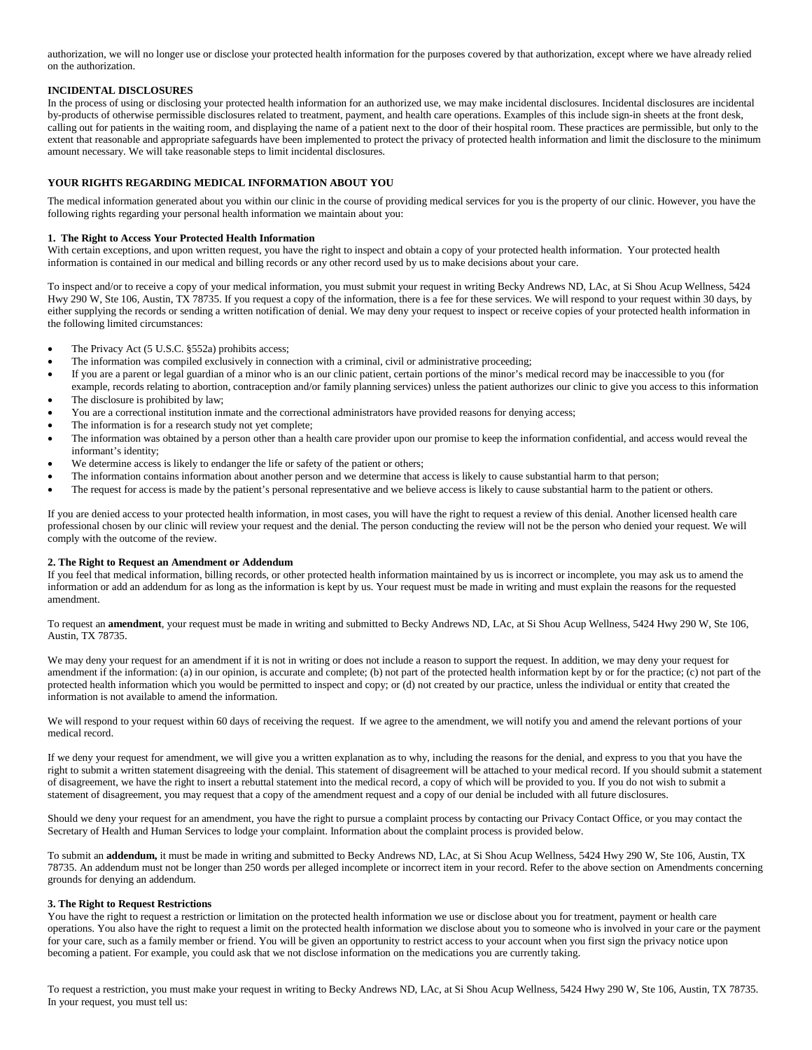authorization, we will no longer use or disclose your protected health information for the purposes covered by that authorization, except where we have already relied on the authorization.

**INCIDENTAL DISCLOSURES**

In the process of using or disclosing your protected health information for an authorized use, we may make incidental disclosures. Incidental disclosures are incidental by-products of otherwise permissible disclosures related to treatment, payment, and health care operations. Examples of this include sign-in sheets at the front desk, calling out for patients in the waiting room, and displaying the name of a patient next to the door of their hospital room. These practices are permissible, but only to the extent that reasonable and appropriate safeguards have been implemented to protect the privacy of protected health information and limit the disclosure to the minimum amount necessary. We will take reasonable steps to limit incidental disclosures.

## YOUR RIGHTS REGARDING MEDICAL INFORMATION ABOUT YOU

The medical information generated about you within our clinic in the course of providing medical services for you is the property of our clinic. However, you have the following rights regarding your personal health information we maintain about you:

### 1. The Right to Access Your Protected Health Information

With certain exceptions, and upon written request, you have the right to inspect and obtain a copy of your protected health information. Your protected health information is contained in our medical and billing records or any other record used by us to make decisions about your care.

To inspect and/or to receive a copy of your medical information, you must submit your request in writing Becky Andrews ND, LAc, at Si Shou Acup Wellness, 5424 Hwy 290 W, Ste 106, Austin, TX 78735. If you request a copy of the information, there is a fee for these services. We will respond to your request within 30 days, by either supplying the records or sending a written notification of denial. We may deny your request to inspect or receive copies of your protected health information in the following limited circumstances:

- The Privacy Act (5 U.S.C. §552a) prohibits access;
- The information was compiled exclusively in connection with a criminal, civil or administrative proceeding;
- If you are a parent or legal guardian of a minor who is an our clinic patient, certain portions of the minor's medical record may be inaccessible to you (for example, records relating to abortion, contraception and/or family planning services) unless the patient authorizes our clinic to give you access to this information
- The disclosure is prohibited by law;
- You are a correctional institution inmate and the correctional administrators have provided reasons for denying access;
- The information is for a research study not yet complete;
- The information was obtained by a person other than a health care provider upon our promise to keep the information confidential, and access would reveal the informant's identity;
- We determine access is likely to endanger the life or safety of the patient or others;
- The information contains information about another person and we determine that access is likely to cause substantial harm to that person;
- The request for access is made by the patient's personal representative and we believe access is likely to cause substantial harm to the patient or others.

If you are denied access to your protected health information, in most cases, you will have the right to request a review of this denial. Another licensed health care professional chosen by our clinic will review your request and the denial. The person conducting the review will not be the person who denied your request. We will comply with the outcome of the review.

### 2. The Right to Request an Amendment or Addendum

If you feel that medical information, billing records, or other protected health information maintained by us is incorrect or incomplete, you may ask us to amend the information or add an addendum for as long as the information is kept by us. Your request must be made in writing and must explain the reasons for the requested amendment.

To request an **amendment**, your request must be made in writing and submitted to Becky Andrews ND, LAc, at Si Shou Acup Wellness, 5424 Hwy 290 W, Ste 106, Austin, TX 78735.

We may deny your request for an amendment if it is not in writing or does not include a reason to support the request. In addition, we may deny your request for amendment if the information: (a) in our opinion, is accurate and complete; (b) not part of the protected health information kept by or for the practice; (c) not part of the protected health information which you would be permitted to inspect and copy; or (d) not created by our practice, unless the individual or entity that created the information is not available to amend the information.

We will respond to your request within 60 days of receiving the request. If we agree to the amendment, we will notify you and amend the relevant portions of your medical record.

If we deny your request for amendment, we will give you a written explanation as to why, including the reasons for the denial, and express to you that you have the right to submit a written statement disagreeing with the denial. This statement of disagreement will be attached to your medical record. If you should submit a statement of disagreement, we have the right to insert a rebuttal statement into the medical record, a copy of which will be provided to you. If you do not wish to submit a statement of disagreement, you may request that a copy of the amendment request and a copy of our denial be included with all future disclosures.

Should we deny your request for an amendment, you have the right to pursue a complaint process by contacting our Privacy Contact Office, or you may contact the Secretary of Health and Human Services to lodge your complaint. Information about the complaint process is provided below.

To submit an **addendum,** it must be made in writing and submitted to Becky Andrews ND, LAc, at Si Shou Acup Wellness, 5424 Hwy 290 W, Ste 106, Austin, TX 78735. An addendum must not be longer than 250 words per alleged incomplete or incorrect item in your record. Refer to the above section on Amendments concerning grounds for denying an addendum.

### 3. The Right to Request Restrictions

You have the right to request a restriction or limitation on the protected health information we use or disclose about you for treatment, payment or health care operations. You also have the right to request a limit on the protected health information we disclose about you to someone who is involved in your care or the payment for your care, such as a family member or friend. You will be given an opportunity to restrict access to your account when you first sign the privacy notice upon becoming a patient. For example, you could ask that we not disclose information on the medications you are currently taking.

To request a restriction, you must make your request in writing to Becky Andrews ND, LAc, at Si Shou Acup Wellness, 5424 Hwy 290 W, Ste 106, Austin, TX 78735. In your request, you must tell us: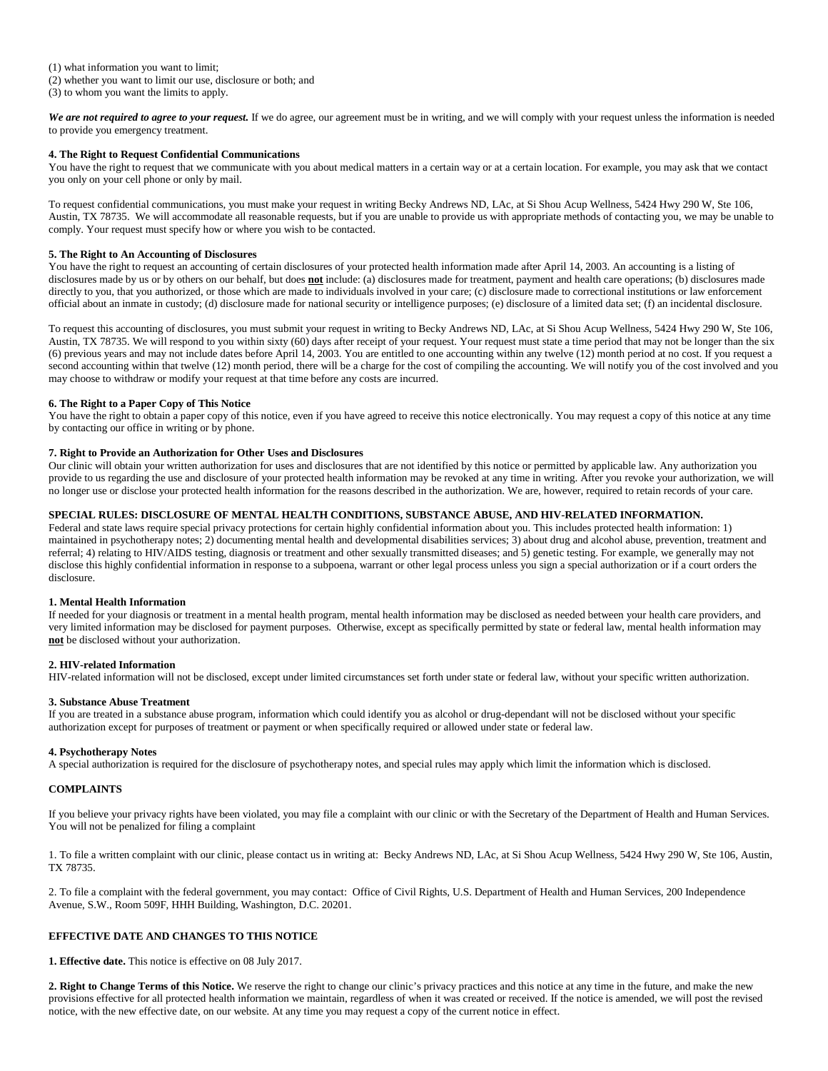(1) what information you want to limit;
(2) whether you want to limit our use, disclosure or both; and
(3) to whom you want the limits to apply.

***We are not required to agree to your request.*** If we do agree, our agreement must be in writing, and we will comply with your request unless the information is needed to provide you emergency treatment.

**4. The Right to Request Confidential Communications**
You have the right to request that we communicate with you about medical matters in a certain way or at a certain location. For example, you may ask that we contact you only on your cell phone or only by mail.

To request confidential communications, you must make your request in writing Becky Andrews ND, LAc, at Si Shou Acup Wellness, 5424 Hwy 290 W, Ste 106, Austin, TX 78735. We will accommodate all reasonable requests, but if you are unable to provide us with appropriate methods of contacting you, we may be unable to comply. Your request must specify how or where you wish to be contacted.

**5. The Right to An Accounting of Disclosures**
You have the right to request an accounting of certain disclosures of your protected health information made after April 14, 2003. An accounting is a listing of disclosures made by us or by others on our behalf, but does **not** include: (a) disclosures made for treatment, payment and health care operations; (b) disclosures made directly to you, that you authorized, or those which are made to individuals involved in your care; (c) disclosure made to correctional institutions or law enforcement official about an inmate in custody; (d) disclosure made for national security or intelligence purposes; (e) disclosure of a limited data set; (f) an incidental disclosure.

To request this accounting of disclosures, you must submit your request in writing to Becky Andrews ND, LAc, at Si Shou Acup Wellness, 5424 Hwy 290 W, Ste 106, Austin, TX 78735. We will respond to you within sixty (60) days after receipt of your request. Your request must state a time period that may not be longer than the six (6) previous years and may not include dates before April 14, 2003. You are entitled to one accounting within any twelve (12) month period at no cost. If you request a second accounting within that twelve (12) month period, there will be a charge for the cost of compiling the accounting. We will notify you of the cost involved and you may choose to withdraw or modify your request at that time before any costs are incurred.

**6. The Right to a Paper Copy of This Notice**
You have the right to obtain a paper copy of this notice, even if you have agreed to receive this notice electronically. You may request a copy of this notice at any time by contacting our office in writing or by phone.

**7. Right to Provide an Authorization for Other Uses and Disclosures**
Our clinic will obtain your written authorization for uses and disclosures that are not identified by this notice or permitted by applicable law. Any authorization you provide to us regarding the use and disclosure of your protected health information may be revoked at any time in writing. After you revoke your authorization, we will no longer use or disclose your protected health information for the reasons described in the authorization. We are, however, required to retain records of your care.

**SPECIAL RULES: DISCLOSURE OF MENTAL HEALTH CONDITIONS, SUBSTANCE ABUSE, AND HIV-RELATED INFORMATION.**
Federal and state laws require special privacy protections for certain highly confidential information about you. This includes protected health information: 1) maintained in psychotherapy notes; 2) documenting mental health and developmental disabilities services; 3) about drug and alcohol abuse, prevention, treatment and referral; 4) relating to HIV/AIDS testing, diagnosis or treatment and other sexually transmitted diseases; and 5) genetic testing. For example, we generally may not disclose this highly confidential information in response to a subpoena, warrant or other legal process unless you sign a special authorization or if a court orders the disclosure.

**1. Mental Health Information**
If needed for your diagnosis or treatment in a mental health program, mental health information may be disclosed as needed between your health care providers, and very limited information may be disclosed for payment purposes. Otherwise, except as specifically permitted by state or federal law, mental health information may **not** be disclosed without your authorization.

**2. HIV-related Information**
HIV-related information will not be disclosed, except under limited circumstances set forth under state or federal law, without your specific written authorization.

**3. Substance Abuse Treatment**
If you are treated in a substance abuse program, information which could identify you as alcohol or drug-dependant will not be disclosed without your specific authorization except for purposes of treatment or payment or when specifically required or allowed under state or federal law.

**4. Psychotherapy Notes**
A special authorization is required for the disclosure of psychotherapy notes, and special rules may apply which limit the information which is disclosed.

**COMPLAINTS**

If you believe your privacy rights have been violated, you may file a complaint with our clinic or with the Secretary of the Department of Health and Human Services. You will not be penalized for filing a complaint

1. To file a written complaint with our clinic, please contact us in writing at: Becky Andrews ND, LAc, at Si Shou Acup Wellness, 5424 Hwy 290 W, Ste 106, Austin, TX 78735.

2. To file a complaint with the federal government, you may contact: Office of Civil Rights, U.S. Department of Health and Human Services, 200 Independence Avenue, S.W., Room 509F, HHH Building, Washington, D.C. 20201.

**EFFECTIVE DATE AND CHANGES TO THIS NOTICE**

**1. Effective date.** This notice is effective on 08 July 2017.

**2. Right to Change Terms of this Notice.** We reserve the right to change our clinic's privacy practices and this notice at any time in the future, and make the new provisions effective for all protected health information we maintain, regardless of when it was created or received. If the notice is amended, we will post the revised notice, with the new effective date, on our website. At any time you may request a copy of the current notice in effect.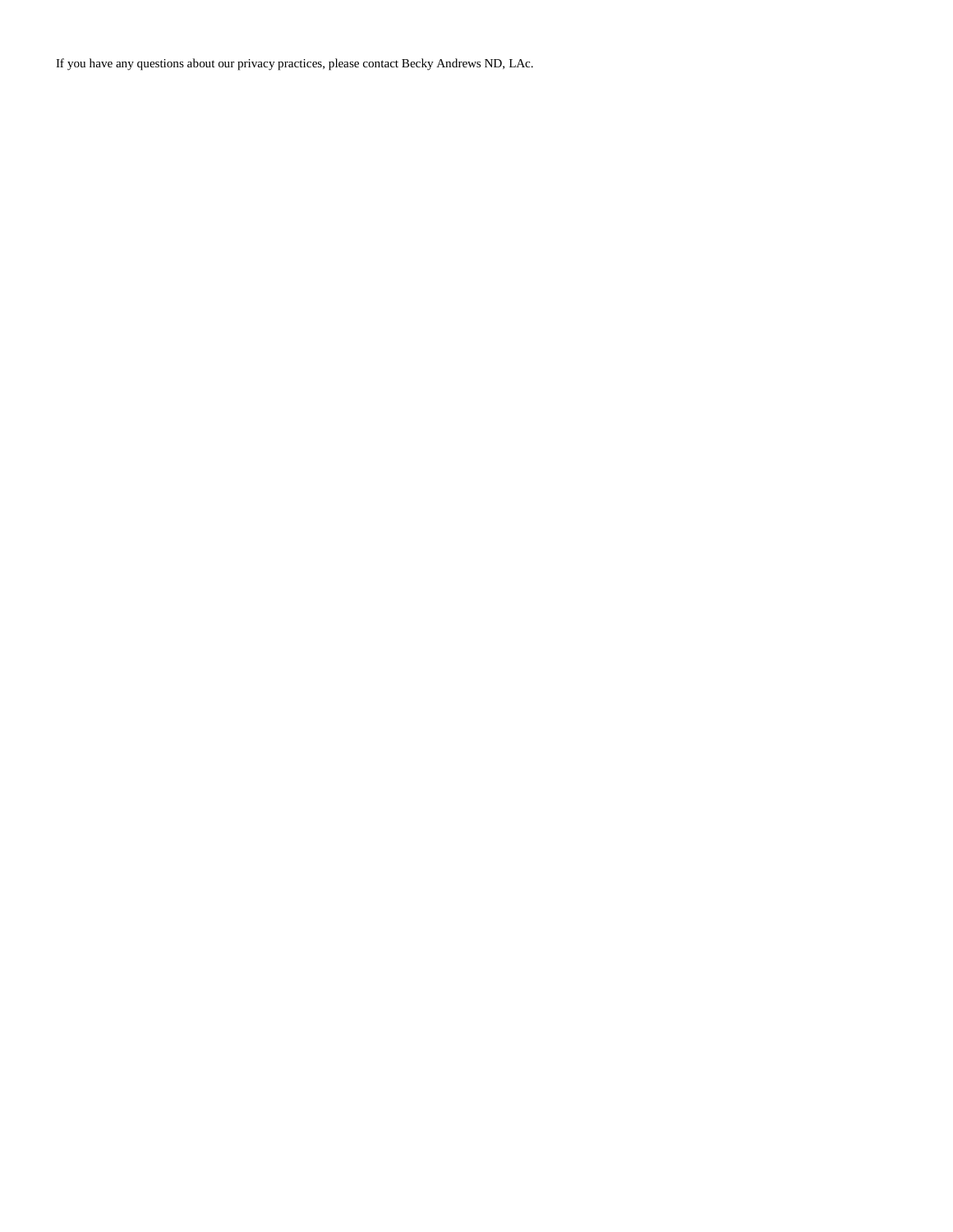If you have any questions about our privacy practices, please contact Becky Andrews ND, LAc.